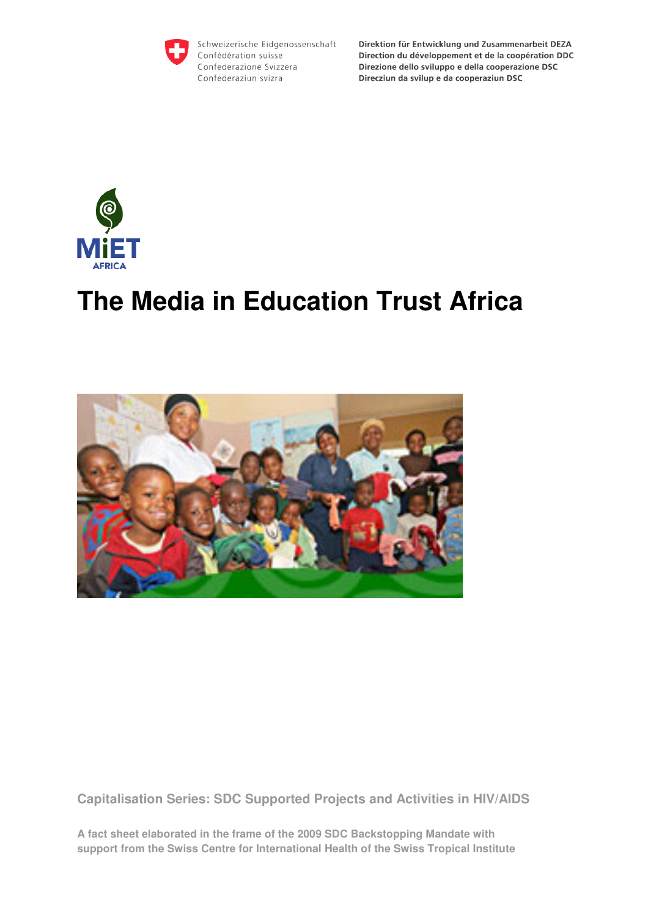Schweizerische Eidgenossenschaft
Confédération suisse
Confederazione Svizzera
Confederaziun svizra

**Direktion für Entwicklung und Zusammenarbeit DEZA**
**Direction du développement et de la coopération DDC**
**Direzione dello sviluppo e della cooperazione DSC**
**Direcziun da svilup e da cooperaziun DSC**

MiET AFRICA

# The Media in Education Trust Africa

**Capitalisation Series: SDC Supported Projects and Activities in HIV/AIDS**

**A fact sheet elaborated in the frame of the 2009 SDC Backstopping Mandate with support from the Swiss Centre for International Health of the Swiss Tropical Institute**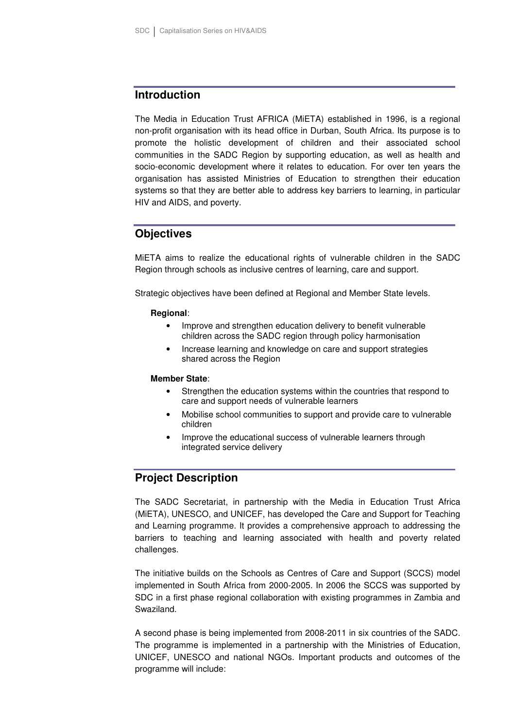## Introduction

The Media in Education Trust AFRICA (MiETA) established in 1996, is a regional non-profit organisation with its head office in Durban, South Africa. Its purpose is to promote the holistic development of children and their associated school communities in the SADC Region by supporting education, as well as health and socio-economic development where it relates to education. For over ten years the organisation has assisted Ministries of Education to strengthen their education systems so that they are better able to address key barriers to learning, in particular HIV and AIDS, and poverty.

## Objectives

MiETA aims to realize the educational rights of vulnerable children in the SADC Region through schools as inclusive centres of learning, care and support.

Strategic objectives have been defined at Regional and Member State levels.

**Regional**:

- Improve and strengthen education delivery to benefit vulnerable children across the SADC region through policy harmonisation
- Increase learning and knowledge on care and support strategies shared across the Region

**Member State**:

- Strengthen the education systems within the countries that respond to care and support needs of vulnerable learners
- Mobilise school communities to support and provide care to vulnerable children
- Improve the educational success of vulnerable learners through integrated service delivery

## Project Description

The SADC Secretariat, in partnership with the Media in Education Trust Africa (MiETA), UNESCO, and UNICEF, has developed the Care and Support for Teaching and Learning programme. It provides a comprehensive approach to addressing the barriers to teaching and learning associated with health and poverty related challenges.

The initiative builds on the Schools as Centres of Care and Support (SCCS) model implemented in South Africa from 2000-2005. In 2006 the SCCS was supported by SDC in a first phase regional collaboration with existing programmes in Zambia and Swaziland.

A second phase is being implemented from 2008-2011 in six countries of the SADC. The programme is implemented in a partnership with the Ministries of Education, UNICEF, UNESCO and national NGOs. Important products and outcomes of the programme will include: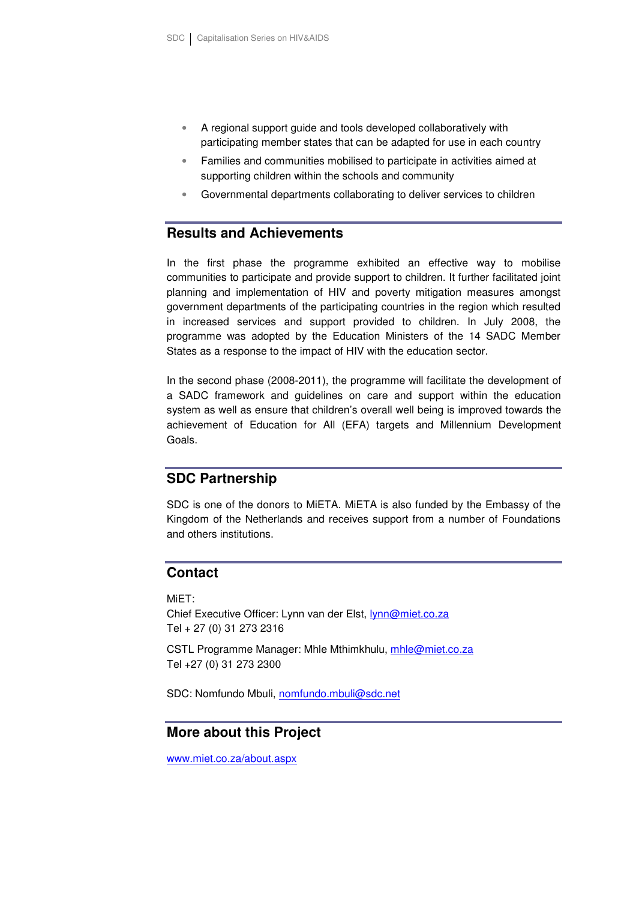- A regional support guide and tools developed collaboratively with participating member states that can be adapted for use in each country
- Families and communities mobilised to participate in activities aimed at supporting children within the schools and community
- Governmental departments collaborating to deliver services to children

## Results and Achievements

In the first phase the programme exhibited an effective way to mobilise communities to participate and provide support to children. It further facilitated joint planning and implementation of HIV and poverty mitigation measures amongst government departments of the participating countries in the region which resulted in increased services and support provided to children. In July 2008, the programme was adopted by the Education Ministers of the 14 SADC Member States as a response to the impact of HIV with the education sector.

In the second phase (2008-2011), the programme will facilitate the development of a SADC framework and guidelines on care and support within the education system as well as ensure that children's overall well being is improved towards the achievement of Education for All (EFA) targets and Millennium Development Goals.

## SDC Partnership

SDC is one of the donors to MiETA. MiETA is also funded by the Embassy of the Kingdom of the Netherlands and receives support from a number of Foundations and others institutions.

## Contact

MiET:
Chief Executive Officer: Lynn van der Elst, lynn@miet.co.za
Tel + 27 (0) 31 273 2316

CSTL Programme Manager: Mhle Mthimkhulu, mhle@miet.co.za
Tel +27 (0) 31 273 2300

SDC: Nomfundo Mbuli, nomfundo.mbuli@sdc.net

## More about this Project

www.miet.co.za/about.aspx